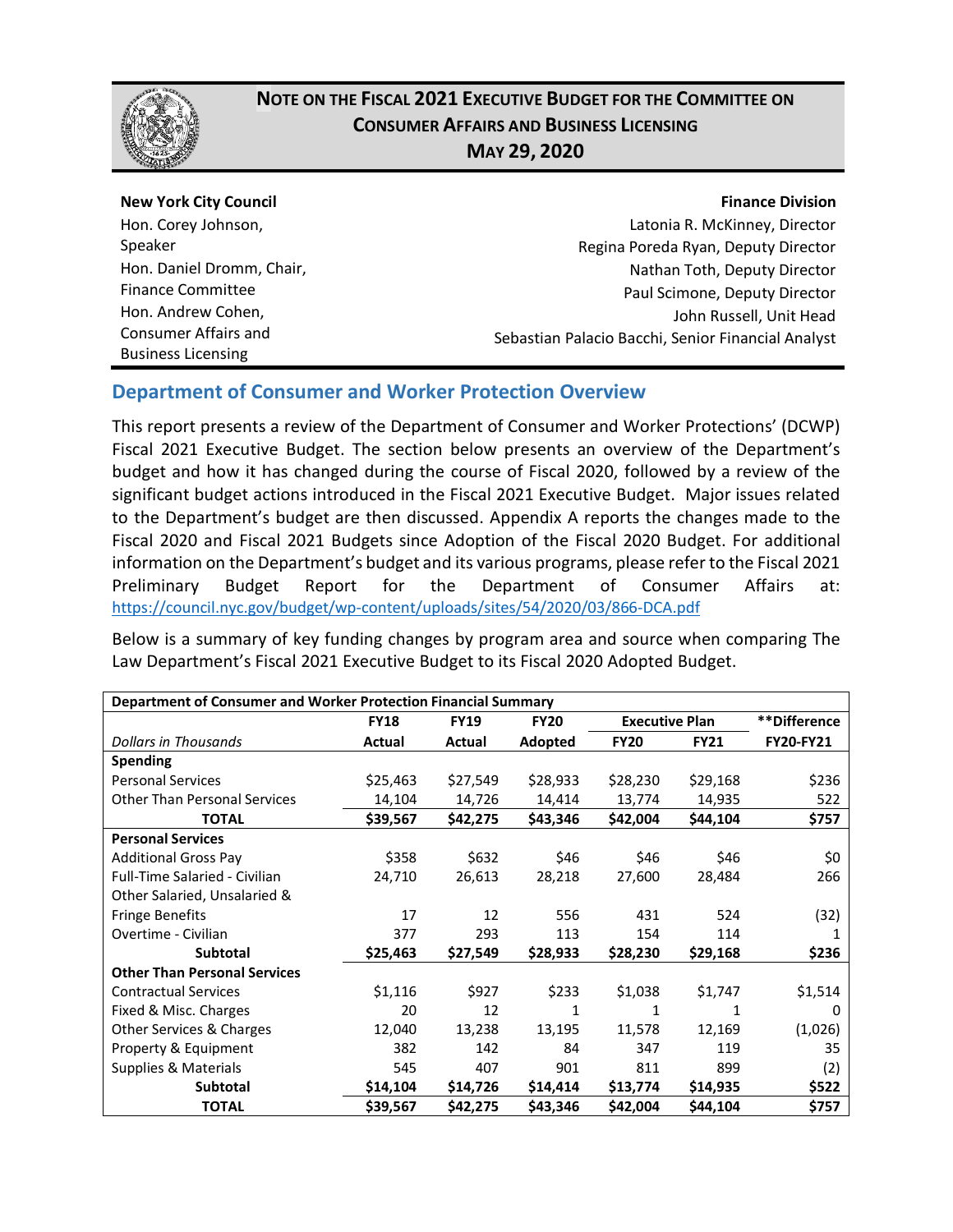# NOTE ON THE FISCAL 2021 EXECUTIVE BUDGET FOR THE COMMITTEE ON CONSUMER AFFAIRS AND BUSINESS LICENSING

## MAY 29, 2020

**New York City Council**
Hon. Corey Johnson, Speaker
Hon. Daniel Dromm, Chair, Finance Committee
Hon. Andrew Cohen, Consumer Affairs and Business Licensing

**Finance Division**
Latonia R. McKinney, Director
Regina Poreda Ryan, Deputy Director
Nathan Toth, Deputy Director
Paul Scimone, Deputy Director
John Russell, Unit Head
Sebastian Palacio Bacchi, Senior Financial Analyst

## Department of Consumer and Worker Protection Overview

This report presents a review of the Department of Consumer and Worker Protections' (DCWP) Fiscal 2021 Executive Budget. The section below presents an overview of the Department's budget and how it has changed during the course of Fiscal 2020, followed by a review of the significant budget actions introduced in the Fiscal 2021 Executive Budget. Major issues related to the Department's budget are then discussed. Appendix A reports the changes made to the Fiscal 2020 and Fiscal 2021 Budgets since Adoption of the Fiscal 2020 Budget. For additional information on the Department's budget and its various programs, please refer to the Fiscal 2021 Preliminary Budget Report for the Department of Consumer Affairs at: https://council.nyc.gov/budget/wp-content/uploads/sites/54/2020/03/866-DCA.pdf

Below is a summary of key funding changes by program area and source when comparing The Law Department's Fiscal 2021 Executive Budget to its Fiscal 2020 Adopted Budget.

| Department of Consumer and Worker Protection Financial Summary | | | | | | |
|---|---|---|---|---|---|---|
| | FY18 | FY19 | FY20 | Executive Plan | | **Difference |
| *Dollars in Thousands* | Actual | Actual | Adopted | FY20 | FY21 | FY20-FY21 |
| **Spending** | | | | | | |
| Personal Services | $25,463 | $27,549 | $28,933 | $28,230 | $29,168 | $236 |
| Other Than Personal Services | 14,104 | 14,726 | 14,414 | 13,774 | 14,935 | 522 |
| **TOTAL** | **$39,567** | **$42,275** | **$43,346** | **$42,004** | **$44,104** | **$757** |
| **Personal Services** | | | | | | |
| Additional Gross Pay | $358 | $632 | $46 | $46 | $46 | $0 |
| Full-Time Salaried - Civilian | 24,710 | 26,613 | 28,218 | 27,600 | 28,484 | 266 |
| Other Salaried, Unsalaried & Fringe Benefits | 17 | 12 | 556 | 431 | 524 | (32) |
| Overtime - Civilian | 377 | 293 | 113 | 154 | 114 | 1 |
| **Subtotal** | **$25,463** | **$27,549** | **$28,933** | **$28,230** | **$29,168** | **$236** |
| **Other Than Personal Services** | | | | | | |
| Contractual Services | $1,116 | $927 | $233 | $1,038 | $1,747 | $1,514 |
| Fixed & Misc. Charges | 20 | 12 | 1 | 1 | 1 | 0 |
| Other Services & Charges | 12,040 | 13,238 | 13,195 | 11,578 | 12,169 | (1,026) |
| Property & Equipment | 382 | 142 | 84 | 347 | 119 | 35 |
| Supplies & Materials | 545 | 407 | 901 | 811 | 899 | (2) |
| **Subtotal** | **$14,104** | **$14,726** | **$14,414** | **$13,774** | **$14,935** | **$522** |
| **TOTAL** | **$39,567** | **$42,275** | **$43,346** | **$42,004** | **$44,104** | **$757** |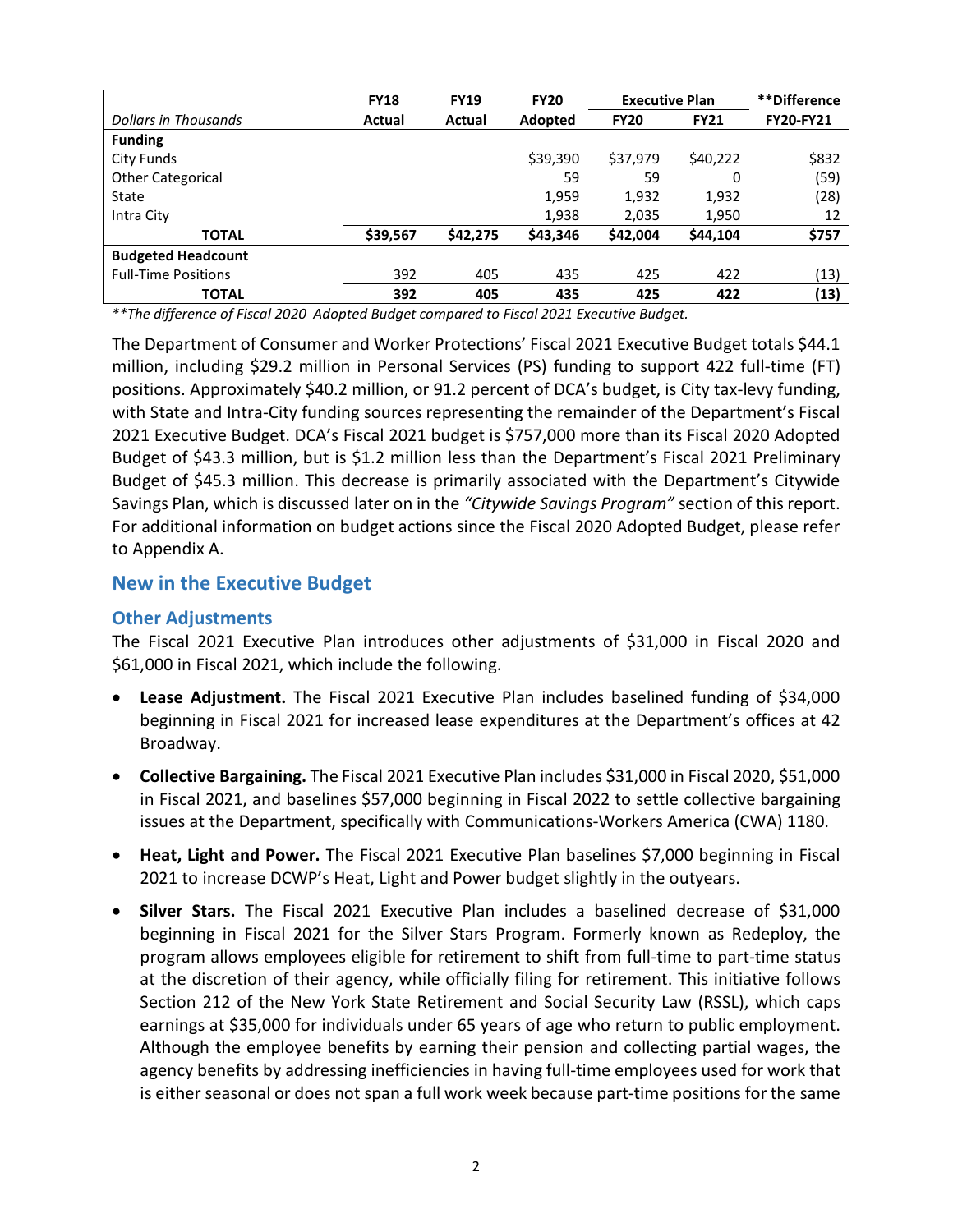| Dollars in Thousands | FY18 Actual | FY19 Actual | FY20 Adopted | Executive Plan FY20 | Executive Plan FY21 | **Difference FY20-FY21 |
|---|---|---|---|---|---|---|
| **Funding** | | | | | | |
| City Funds | | | $39,390 | $37,979 | $40,222 | $832 |
| Other Categorical | | | 59 | 59 | 0 | (59) |
| State | | | 1,959 | 1,932 | 1,932 | (28) |
| Intra City | | | 1,938 | 2,035 | 1,950 | 12 |
| **TOTAL** | **$39,567** | **$42,275** | **$43,346** | **$42,004** | **$44,104** | **$757** |
| **Budgeted Headcount** | | | | | | |
| Full-Time Positions | 392 | 405 | 435 | 425 | 422 | (13) |
| **TOTAL** | **392** | **405** | **435** | **425** | **422** | **(13)** |

*\*\*The difference of Fiscal 2020 Adopted Budget compared to Fiscal 2021 Executive Budget.*

The Department of Consumer and Worker Protections' Fiscal 2021 Executive Budget totals $44.1 million, including $29.2 million in Personal Services (PS) funding to support 422 full-time (FT) positions. Approximately $40.2 million, or 91.2 percent of DCA's budget, is City tax-levy funding, with State and Intra-City funding sources representing the remainder of the Department's Fiscal 2021 Executive Budget. DCA's Fiscal 2021 budget is $757,000 more than its Fiscal 2020 Adopted Budget of $43.3 million, but is $1.2 million less than the Department's Fiscal 2021 Preliminary Budget of $45.3 million. This decrease is primarily associated with the Department's Citywide Savings Plan, which is discussed later on in the *"Citywide Savings Program"* section of this report. For additional information on budget actions since the Fiscal 2020 Adopted Budget, please refer to Appendix A.

## New in the Executive Budget

### Other Adjustments

The Fiscal 2021 Executive Plan introduces other adjustments of $31,000 in Fiscal 2020 and $61,000 in Fiscal 2021, which include the following.

- **Lease Adjustment.** The Fiscal 2021 Executive Plan includes baselined funding of $34,000 beginning in Fiscal 2021 for increased lease expenditures at the Department's offices at 42 Broadway.
- **Collective Bargaining.** The Fiscal 2021 Executive Plan includes $31,000 in Fiscal 2020, $51,000 in Fiscal 2021, and baselines $57,000 beginning in Fiscal 2022 to settle collective bargaining issues at the Department, specifically with Communications-Workers America (CWA) 1180.
- **Heat, Light and Power.** The Fiscal 2021 Executive Plan baselines $7,000 beginning in Fiscal 2021 to increase DCWP's Heat, Light and Power budget slightly in the outyears.
- **Silver Stars.** The Fiscal 2021 Executive Plan includes a baselined decrease of $31,000 beginning in Fiscal 2021 for the Silver Stars Program. Formerly known as Redeploy, the program allows employees eligible for retirement to shift from full-time to part-time status at the discretion of their agency, while officially filing for retirement. This initiative follows Section 212 of the New York State Retirement and Social Security Law (RSSL), which caps earnings at $35,000 for individuals under 65 years of age who return to public employment. Although the employee benefits by earning their pension and collecting partial wages, the agency benefits by addressing inefficiencies in having full-time employees used for work that is either seasonal or does not span a full work week because part-time positions for the same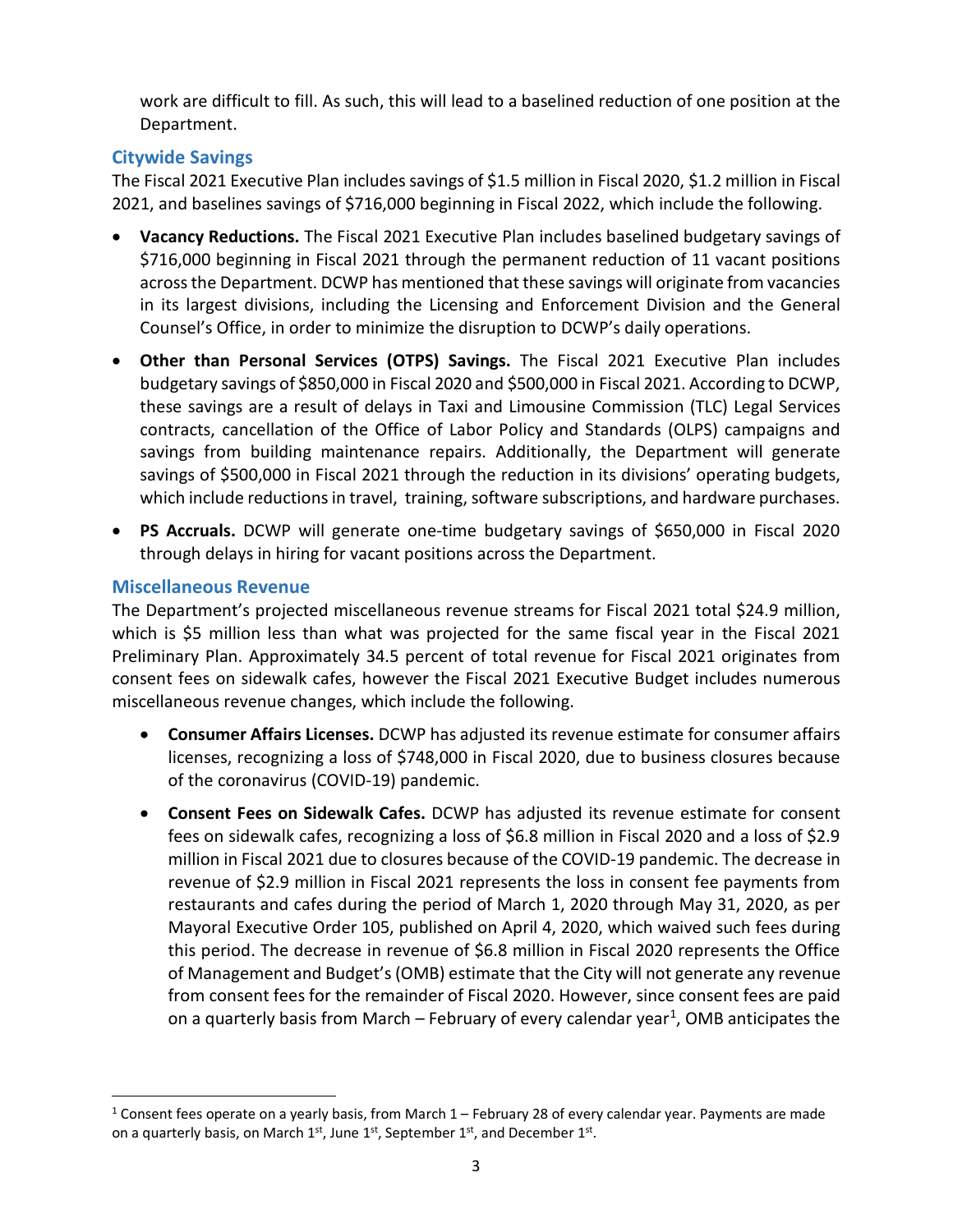work are difficult to fill. As such, this will lead to a baselined reduction of one position at the Department.

### Citywide Savings

The Fiscal 2021 Executive Plan includes savings of $1.5 million in Fiscal 2020, $1.2 million in Fiscal 2021, and baselines savings of $716,000 beginning in Fiscal 2022, which include the following.

- **Vacancy Reductions.** The Fiscal 2021 Executive Plan includes baselined budgetary savings of $716,000 beginning in Fiscal 2021 through the permanent reduction of 11 vacant positions across the Department. DCWP has mentioned that these savings will originate from vacancies in its largest divisions, including the Licensing and Enforcement Division and the General Counsel's Office, in order to minimize the disruption to DCWP's daily operations.
- **Other than Personal Services (OTPS) Savings.** The Fiscal 2021 Executive Plan includes budgetary savings of $850,000 in Fiscal 2020 and $500,000 in Fiscal 2021. According to DCWP, these savings are a result of delays in Taxi and Limousine Commission (TLC) Legal Services contracts, cancellation of the Office of Labor Policy and Standards (OLPS) campaigns and savings from building maintenance repairs. Additionally, the Department will generate savings of $500,000 in Fiscal 2021 through the reduction in its divisions' operating budgets, which include reductions in travel, training, software subscriptions, and hardware purchases.
- **PS Accruals.** DCWP will generate one-time budgetary savings of $650,000 in Fiscal 2020 through delays in hiring for vacant positions across the Department.

### Miscellaneous Revenue

The Department's projected miscellaneous revenue streams for Fiscal 2021 total $24.9 million, which is $5 million less than what was projected for the same fiscal year in the Fiscal 2021 Preliminary Plan. Approximately 34.5 percent of total revenue for Fiscal 2021 originates from consent fees on sidewalk cafes, however the Fiscal 2021 Executive Budget includes numerous miscellaneous revenue changes, which include the following.

- **Consumer Affairs Licenses.** DCWP has adjusted its revenue estimate for consumer affairs licenses, recognizing a loss of $748,000 in Fiscal 2020, due to business closures because of the coronavirus (COVID-19) pandemic.
- **Consent Fees on Sidewalk Cafes.** DCWP has adjusted its revenue estimate for consent fees on sidewalk cafes, recognizing a loss of $6.8 million in Fiscal 2020 and a loss of $2.9 million in Fiscal 2021 due to closures because of the COVID-19 pandemic. The decrease in revenue of $2.9 million in Fiscal 2021 represents the loss in consent fee payments from restaurants and cafes during the period of March 1, 2020 through May 31, 2020, as per Mayoral Executive Order 105, published on April 4, 2020, which waived such fees during this period. The decrease in revenue of $6.8 million in Fiscal 2020 represents the Office of Management and Budget's (OMB) estimate that the City will not generate any revenue from consent fees for the remainder of Fiscal 2020. However, since consent fees are paid on a quarterly basis from March – February of every calendar year[1], OMB anticipates the

[1] Consent fees operate on a yearly basis, from March 1 – February 28 of every calendar year. Payments are made on a quarterly basis, on March 1st, June 1st, September 1st, and December 1st.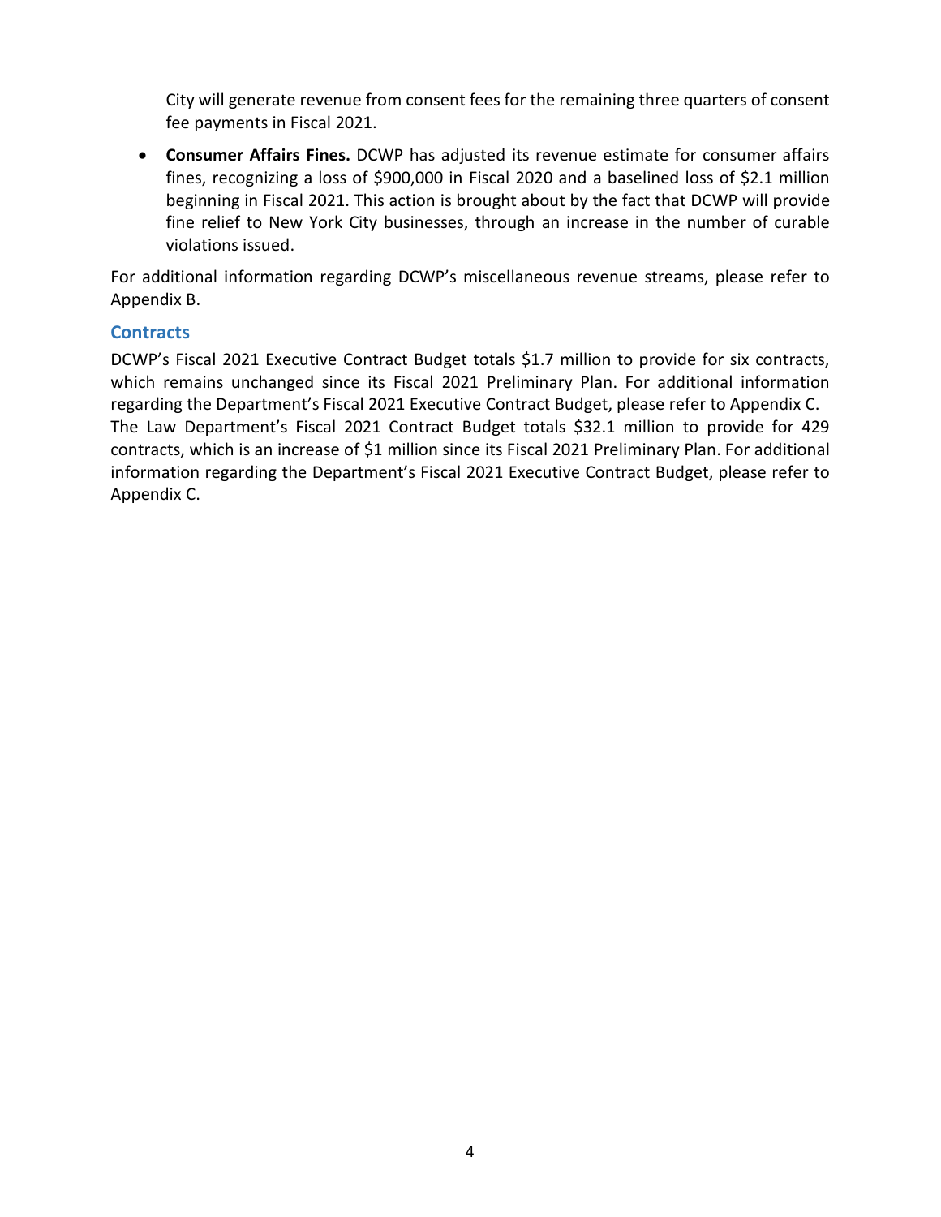City will generate revenue from consent fees for the remaining three quarters of consent fee payments in Fiscal 2021.

- **Consumer Affairs Fines.** DCWP has adjusted its revenue estimate for consumer affairs fines, recognizing a loss of $900,000 in Fiscal 2020 and a baselined loss of $2.1 million beginning in Fiscal 2021. This action is brought about by the fact that DCWP will provide fine relief to New York City businesses, through an increase in the number of curable violations issued.

For additional information regarding DCWP's miscellaneous revenue streams, please refer to Appendix B.

## Contracts

DCWP's Fiscal 2021 Executive Contract Budget totals $1.7 million to provide for six contracts, which remains unchanged since its Fiscal 2021 Preliminary Plan. For additional information regarding the Department's Fiscal 2021 Executive Contract Budget, please refer to Appendix C.
The Law Department's Fiscal 2021 Contract Budget totals $32.1 million to provide for 429 contracts, which is an increase of $1 million since its Fiscal 2021 Preliminary Plan. For additional information regarding the Department's Fiscal 2021 Executive Contract Budget, please refer to Appendix C.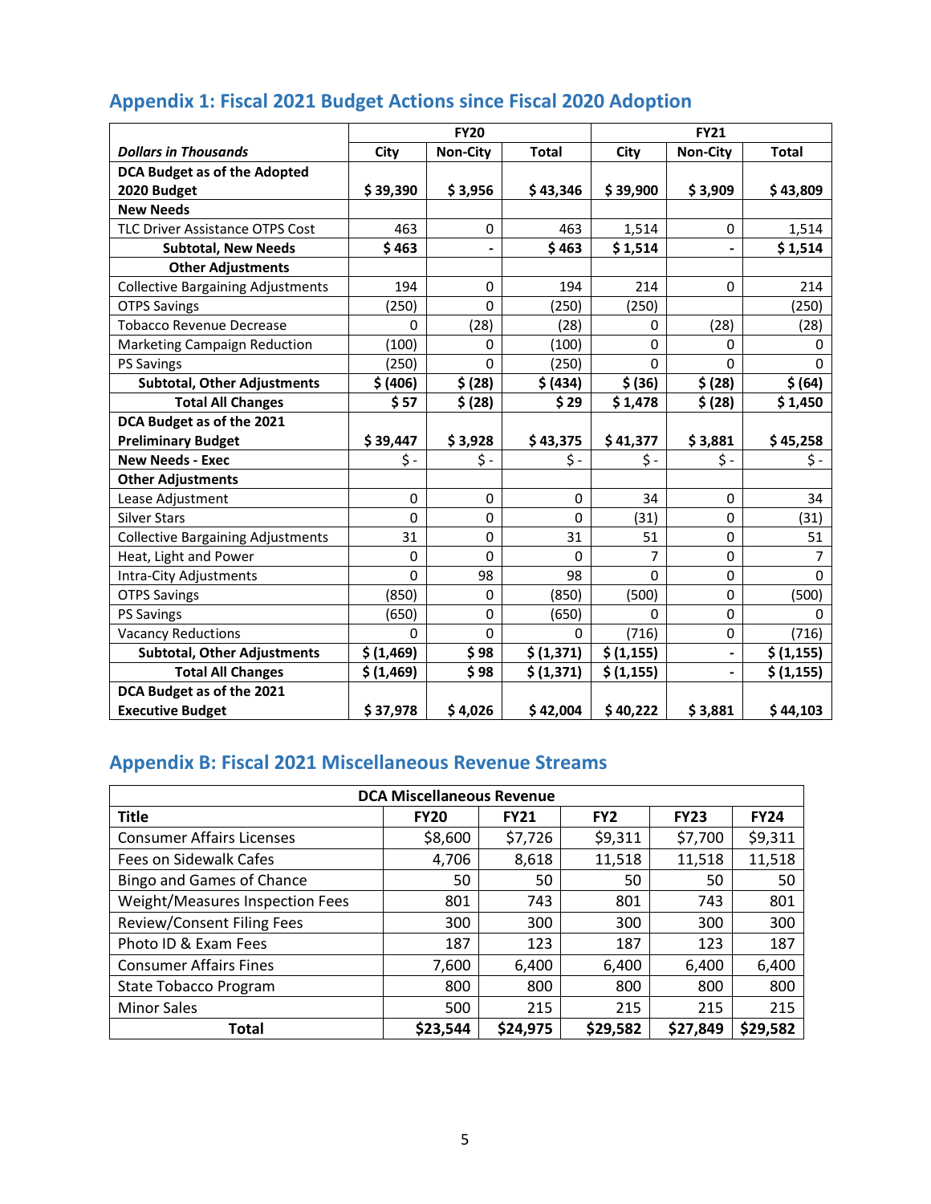## Appendix 1: Fiscal 2021 Budget Actions since Fiscal 2020 Adoption

| | FY20 | | | FY21 | | |
|---|---|---|---|---|---|---|
| ***Dollars in Thousands*** | **City** | **Non-City** | **Total** | **City** | **Non-City** | **Total** |
| **DCA Budget as of the Adopted 2020 Budget** | **$ 39,390** | **$ 3,956** | **$ 43,346** | **$ 39,900** | **$ 3,909** | **$ 43,809** |
| **New Needs** | | | | | | |
| TLC Driver Assistance OTPS Cost | 463 | 0 | 463 | 1,514 | 0 | 1,514 |
| **Subtotal, New Needs** | **$ 463** | **-** | **$ 463** | **$ 1,514** | **-** | **$ 1,514** |
| **Other Adjustments** | | | | | | |
| Collective Bargaining Adjustments | 194 | 0 | 194 | 214 | 0 | 214 |
| OTPS Savings | (250) | 0 | (250) | (250) | | (250) |
| Tobacco Revenue Decrease | 0 | (28) | (28) | 0 | (28) | (28) |
| Marketing Campaign Reduction | (100) | 0 | (100) | 0 | 0 | 0 |
| PS Savings | (250) | 0 | (250) | 0 | 0 | 0 |
| **Subtotal, Other Adjustments** | **$ (406)** | **$ (28)** | **$ (434)** | **$ (36)** | **$ (28)** | **$ (64)** |
| **Total All Changes** | **$ 57** | **$ (28)** | **$ 29** | **$ 1,478** | **$ (28)** | **$ 1,450** |
| **DCA Budget as of the 2021 Preliminary Budget** | **$ 39,447** | **$ 3,928** | **$ 43,375** | **$ 41,377** | **$ 3,881** | **$ 45,258** |
| **New Needs - Exec** | $ - | $ - | $ - | $ - | $ - | $ - |
| **Other Adjustments** | | | | | | |
| Lease Adjustment | 0 | 0 | 0 | 34 | 0 | 34 |
| Silver Stars | 0 | 0 | 0 | (31) | 0 | (31) |
| Collective Bargaining Adjustments | 31 | 0 | 31 | 51 | 0 | 51 |
| Heat, Light and Power | 0 | 0 | 0 | 7 | 0 | 7 |
| Intra-City Adjustments | 0 | 98 | 98 | 0 | 0 | 0 |
| OTPS Savings | (850) | 0 | (850) | (500) | 0 | (500) |
| PS Savings | (650) | 0 | (650) | 0 | 0 | 0 |
| Vacancy Reductions | 0 | 0 | 0 | (716) | 0 | (716) |
| **Subtotal, Other Adjustments** | **$ (1,469)** | **$ 98** | **$ (1,371)** | **$ (1,155)** | **-** | **$ (1,155)** |
| **Total All Changes** | **$ (1,469)** | **$ 98** | **$ (1,371)** | **$ (1,155)** | **-** | **$ (1,155)** |
| **DCA Budget as of the 2021 Executive Budget** | **$ 37,978** | **$ 4,026** | **$ 42,004** | **$ 40,222** | **$ 3,881** | **$ 44,103** |

## Appendix B: Fiscal 2021 Miscellaneous Revenue Streams

| **DCA Miscellaneous Revenue** | | | | | |
|---|---|---|---|---|---|
| **Title** | **FY20** | **FY21** | **FY2** | **FY23** | **FY24** |
| Consumer Affairs Licenses | $8,600 | $7,726 | $9,311 | $7,700 | $9,311 |
| Fees on Sidewalk Cafes | 4,706 | 8,618 | 11,518 | 11,518 | 11,518 |
| Bingo and Games of Chance | 50 | 50 | 50 | 50 | 50 |
| Weight/Measures Inspection Fees | 801 | 743 | 801 | 743 | 801 |
| Review/Consent Filing Fees | 300 | 300 | 300 | 300 | 300 |
| Photo ID & Exam Fees | 187 | 123 | 187 | 123 | 187 |
| Consumer Affairs Fines | 7,600 | 6,400 | 6,400 | 6,400 | 6,400 |
| State Tobacco Program | 800 | 800 | 800 | 800 | 800 |
| Minor Sales | 500 | 215 | 215 | 215 | 215 |
| **Total** | **$23,544** | **$24,975** | **$29,582** | **$27,849** | **$29,582** |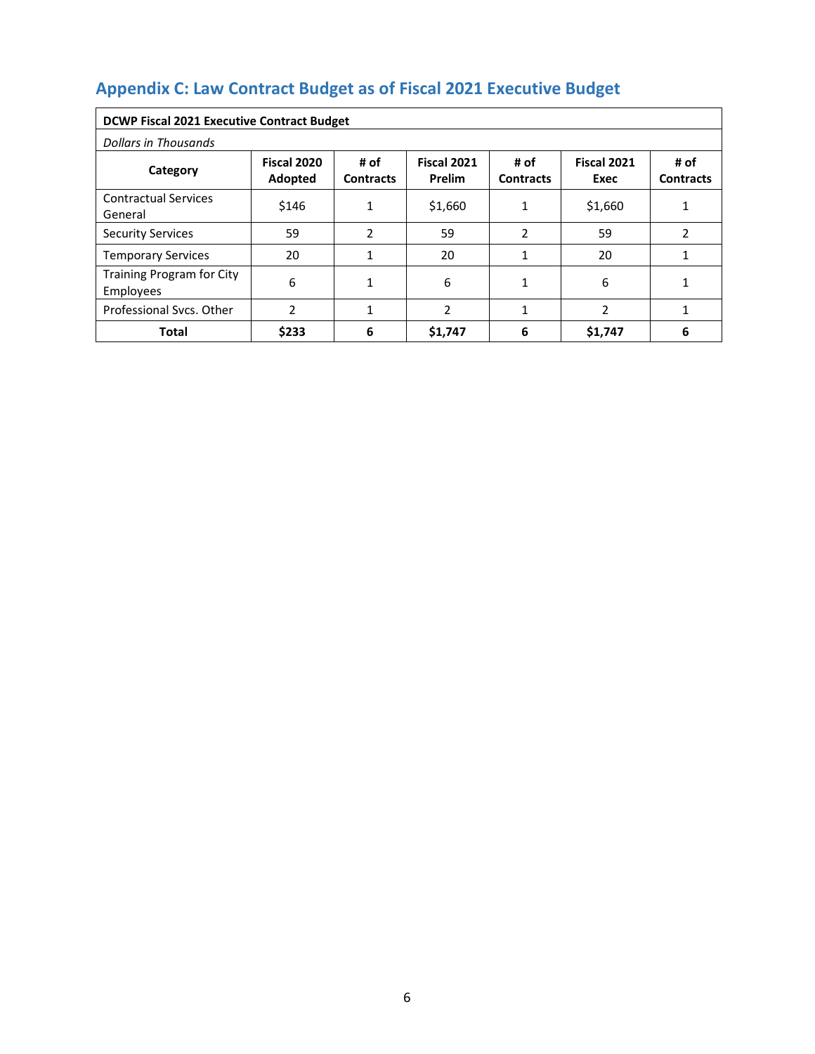## Appendix C: Law Contract Budget as of Fiscal 2021 Executive Budget

| DCWP Fiscal 2021 Executive Contract Budget | | | | | | |
|---|---|---|---|---|---|---|
| *Dollars in Thousands* | | | | | | |
| **Category** | **Fiscal 2020 Adopted** | **# of Contracts** | **Fiscal 2021 Prelim** | **# of Contracts** | **Fiscal 2021 Exec** | **# of Contracts** |
| Contractual Services General | $146 | 1 | $1,660 | 1 | $1,660 | 1 |
| Security Services | 59 | 2 | 59 | 2 | 59 | 2 |
| Temporary Services | 20 | 1 | 20 | 1 | 20 | 1 |
| Training Program for City Employees | 6 | 1 | 6 | 1 | 6 | 1 |
| Professional Svcs. Other | 2 | 1 | 2 | 1 | 2 | 1 |
| **Total** | **$233** | **6** | **$1,747** | **6** | **$1,747** | **6** |